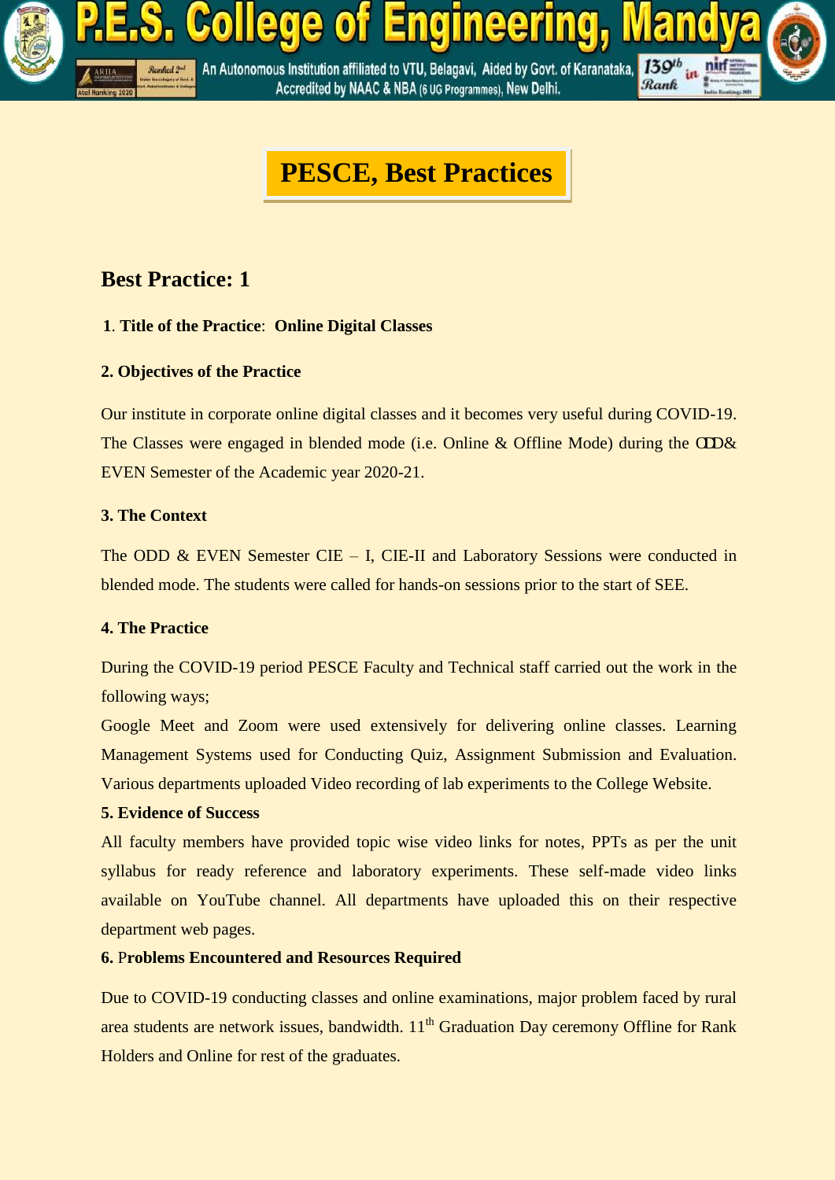# PESCE, Best Practices

## Best Practice: 1

**1. Title of the Practice**: **Online Digital Classes**

**2. Objectives of the Practice**

Our institute in corporate online digital classes and it becomes very useful during COVID-19. The Classes were engaged in blended mode (i.e. Online & Offline Mode) during the ODD& EVEN Semester of the Academic year 2020-21.

**3. The Context**

The ODD & EVEN Semester CIE – I, CIE-II and Laboratory Sessions were conducted in blended mode. The students were called for hands-on sessions prior to the start of SEE.

**4. The Practice**

During the COVID-19 period PESCE Faculty and Technical staff carried out the work in the following ways;

Google Meet and Zoom were used extensively for delivering online classes. Learning Management Systems used for Conducting Quiz, Assignment Submission and Evaluation. Various departments uploaded Video recording of lab experiments to the College Website.

**5. Evidence of Success**

All faculty members have provided topic wise video links for notes, PPTs as per the unit syllabus for ready reference and laboratory experiments. These self-made video links available on YouTube channel. All departments have uploaded this on their respective department web pages.

**6. Problems Encountered and Resources Required**

Due to COVID-19 conducting classes and online examinations, major problem faced by rural area students are network issues, bandwidth. 11th Graduation Day ceremony Offline for Rank Holders and Online for rest of the graduates.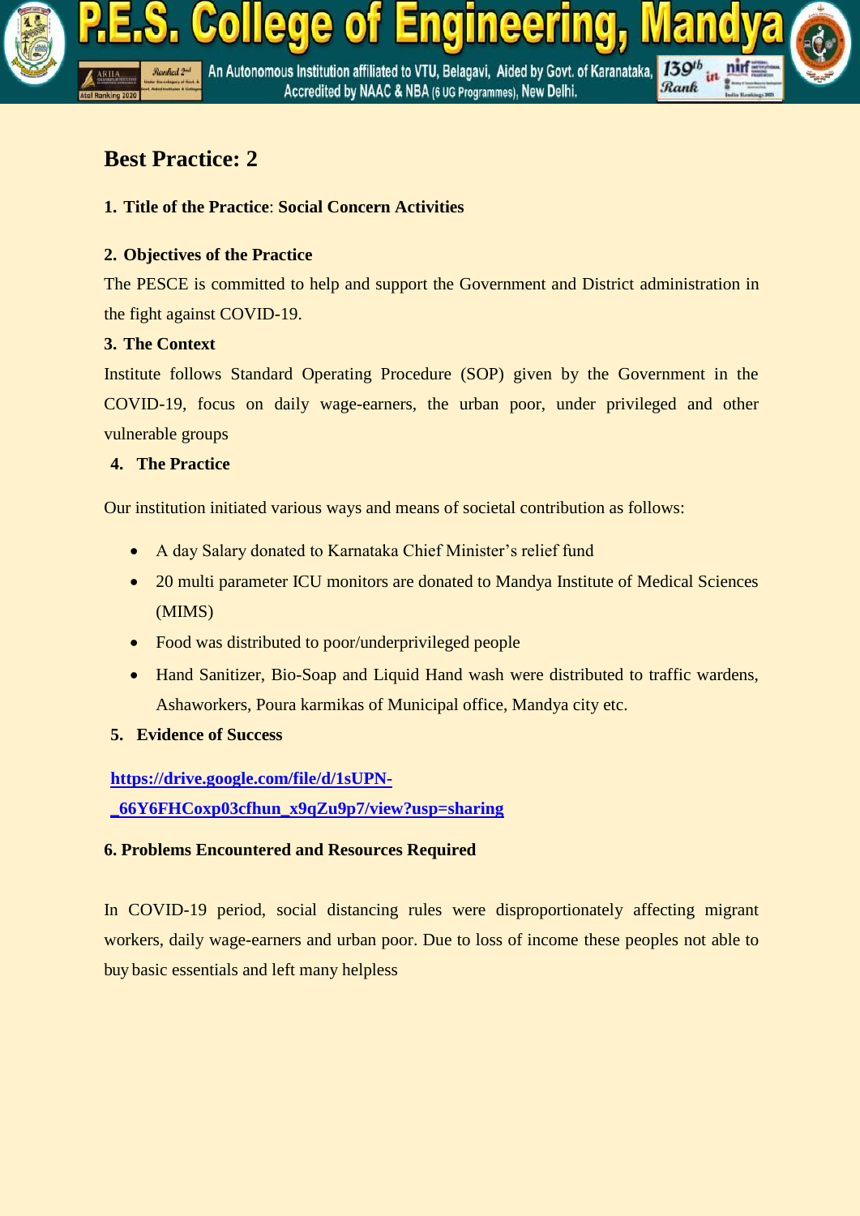# Best Practice: 2

**1. Title of the Practice**: **Social Concern Activities**

**2. Objectives of the Practice**

The PESCE is committed to help and support the Government and District administration in the fight against COVID-19.

**3. The Context**

Institute follows Standard Operating Procedure (SOP) given by the Government in the COVID-19, focus on daily wage-earners, the urban poor, under privileged and other vulnerable groups

**4. The Practice**

Our institution initiated various ways and means of societal contribution as follows:

- A day Salary donated to Karnataka Chief Minister's relief fund
- 20 multi parameter ICU monitors are donated to Mandya Institute of Medical Sciences (MIMS)
- Food was distributed to poor/underprivileged people
- Hand Sanitizer, Bio-Soap and Liquid Hand wash were distributed to traffic wardens, Ashaworkers, Poura karmikas of Municipal office, Mandya city etc.

**5. Evidence of Success**

**https://drive.google.com/file/d/1sUPN-_66Y6FHCoxp03cfhun_x9qZu9p7/view?usp=sharing**

**6. Problems Encountered and Resources Required**

In COVID-19 period, social distancing rules were disproportionately affecting migrant workers, daily wage-earners and urban poor. Due to loss of income these peoples not able to buy basic essentials and left many helpless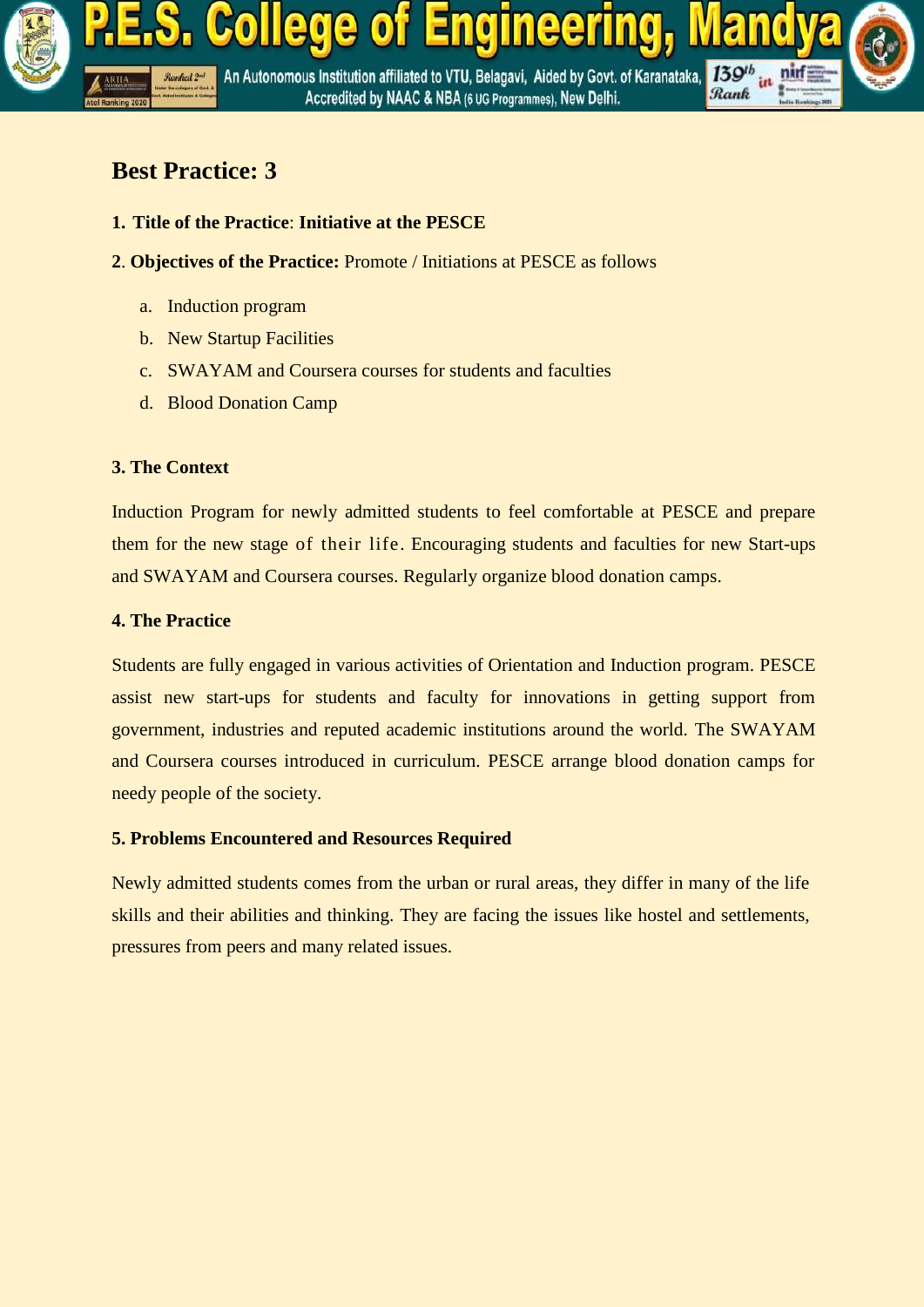## Best Practice: 3

**1. Title of the Practice**: **Initiative at the PESCE**

**2**. **Objectives of the Practice:** Promote / Initiations at PESCE as follows

a. Induction program
b. New Startup Facilities
c. SWAYAM and Coursera courses for students and faculties
d. Blood Donation Camp

**3. The Context**

Induction Program for newly admitted students to feel comfortable at PESCE and prepare them for the new stage of their life. Encouraging students and faculties for new Start-ups and SWAYAM and Coursera courses. Regularly organize blood donation camps.

**4. The Practice**

Students are fully engaged in various activities of Orientation and Induction program. PESCE assist new start-ups for students and faculty for innovations in getting support from government, industries and reputed academic institutions around the world. The SWAYAM and Coursera courses introduced in curriculum. PESCE arrange blood donation camps for needy people of the society.

**5. Problems Encountered and Resources Required**

Newly admitted students comes from the urban or rural areas, they differ in many of the life skills and their abilities and thinking. They are facing the issues like hostel and settlements, pressures from peers and many related issues.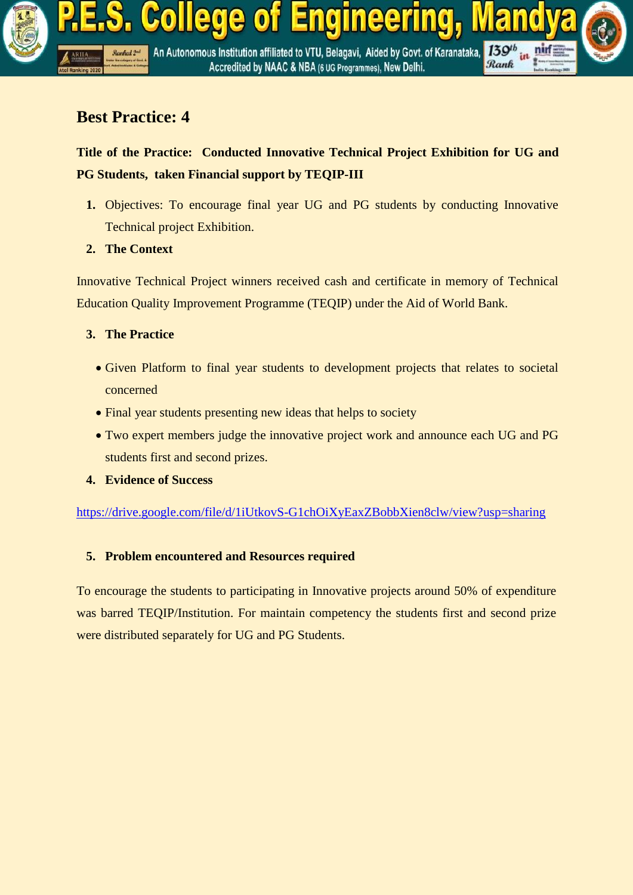## Best Practice: 4

**Title of the Practice: Conducted Innovative Technical Project Exhibition for UG and PG Students, taken Financial support by TEQIP-III**

1. Objectives: To encourage final year UG and PG students by conducting Innovative Technical project Exhibition.
2. **The Context**

Innovative Technical Project winners received cash and certificate in memory of Technical Education Quality Improvement Programme (TEQIP) under the Aid of World Bank.

3. **The Practice**

- Given Platform to final year students to development projects that relates to societal concerned
- Final year students presenting new ideas that helps to society
- Two expert members judge the innovative project work and announce each UG and PG students first and second prizes.

4. **Evidence of Success**

https://drive.google.com/file/d/1iUtkovS-G1chOiXyEaxZBobbXien8clw/view?usp=sharing

5. **Problem encountered and Resources required**

To encourage the students to participating in Innovative projects around 50% of expenditure was barred TEQIP/Institution. For maintain competency the students first and second prize were distributed separately for UG and PG Students.